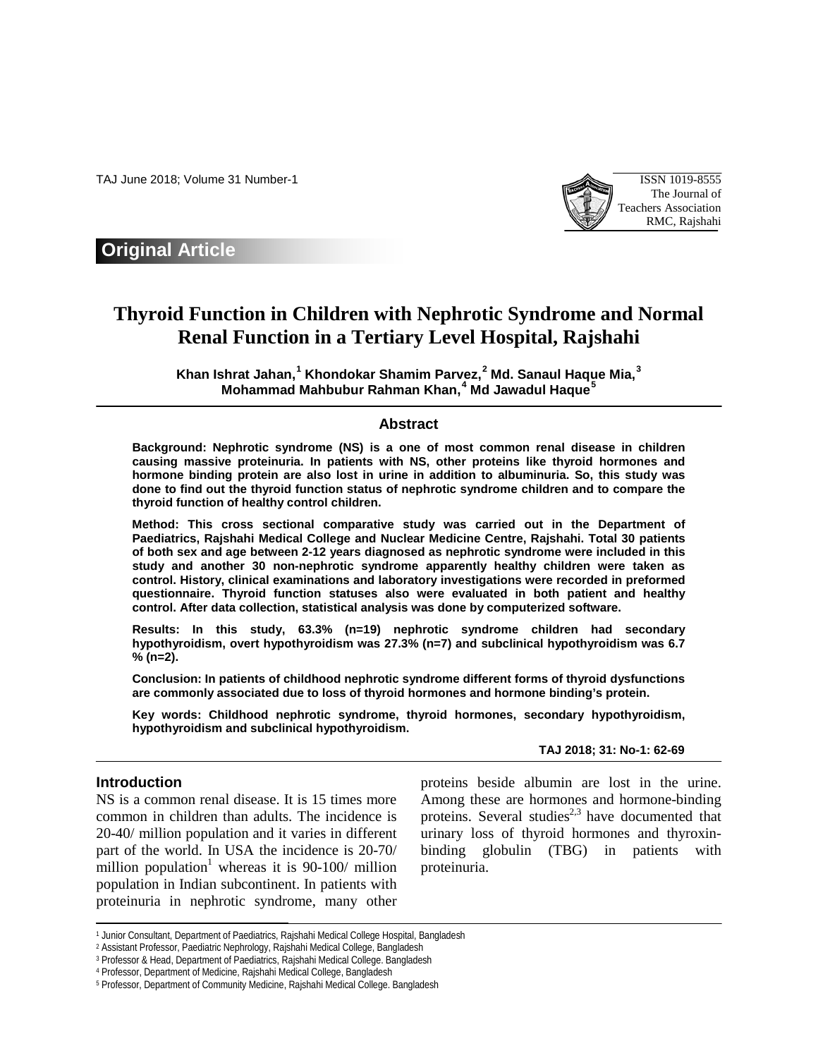## Original Article

# Thyroid Function in Children with Nephrotic Syndrome and Normal Renal Function in a Tertiary Level Hospital, Rajshahi

**Khan Ishrat Jahan,[1] Khondokar Shamim Parvez,[2] Md. Sanaul Haque Mia,[3] Mohammad Mahbubur Rahman Khan,[4] Md Jawadul Haque[5]**

## Abstract

**Background: Nephrotic syndrome (NS) is a one of most common renal disease in children causing massive proteinuria. In patients with NS, other proteins like thyroid hormones and hormone binding protein are also lost in urine in addition to albuminuria. So, this study was done to find out the thyroid function status of nephrotic syndrome children and to compare the thyroid function of healthy control children.**

**Method: This cross sectional comparative study was carried out in the Department of Paediatrics, Rajshahi Medical College and Nuclear Medicine Centre, Rajshahi. Total 30 patients of both sex and age between 2-12 years diagnosed as nephrotic syndrome were included in this study and another 30 non-nephrotic syndrome apparently healthy children were taken as control. History, clinical examinations and laboratory investigations were recorded in preformed questionnaire. Thyroid function statuses also were evaluated in both patient and healthy control. After data collection, statistical analysis was done by computerized software.**

**Results: In this study, 63.3% (n=19) nephrotic syndrome children had secondary hypothyroidism, overt hypothyroidism was 27.3% (n=7) and subclinical hypothyroidism was 6.7 % (n=2).**

**Conclusion: In patients of childhood nephrotic syndrome different forms of thyroid dysfunctions are commonly associated due to loss of thyroid hormones and hormone binding's protein.**

**Key words: Childhood nephrotic syndrome, thyroid hormones, secondary hypothyroidism, hypothyroidism and subclinical hypothyroidism.**

## Introduction

NS is a common renal disease. It is 15 times more common in children than adults. The incidence is 20-40/ million population and it varies in different part of the world. In USA the incidence is 20-70/ million population[1] whereas it is 90-100/ million population in Indian subcontinent. In patients with proteinuria in nephrotic syndrome, many other proteins beside albumin are lost in the urine. Among these are hormones and hormone-binding proteins. Several studies[2,3] have documented that urinary loss of thyroid hormones and thyroxin-binding globulin (TBG) in patients with proteinuria.

---

[1] Junior Consultant, Department of Paediatrics, Rajshahi Medical College Hospital, Bangladesh
[2] Assistant Professor, Paediatric Nephrology, Rajshahi Medical College, Bangladesh
[3] Professor & Head, Department of Paediatrics, Rajshahi Medical College. Bangladesh
[4] Professor, Department of Medicine, Rajshahi Medical College, Bangladesh
[5] Professor, Department of Community Medicine, Rajshahi Medical College. Bangladesh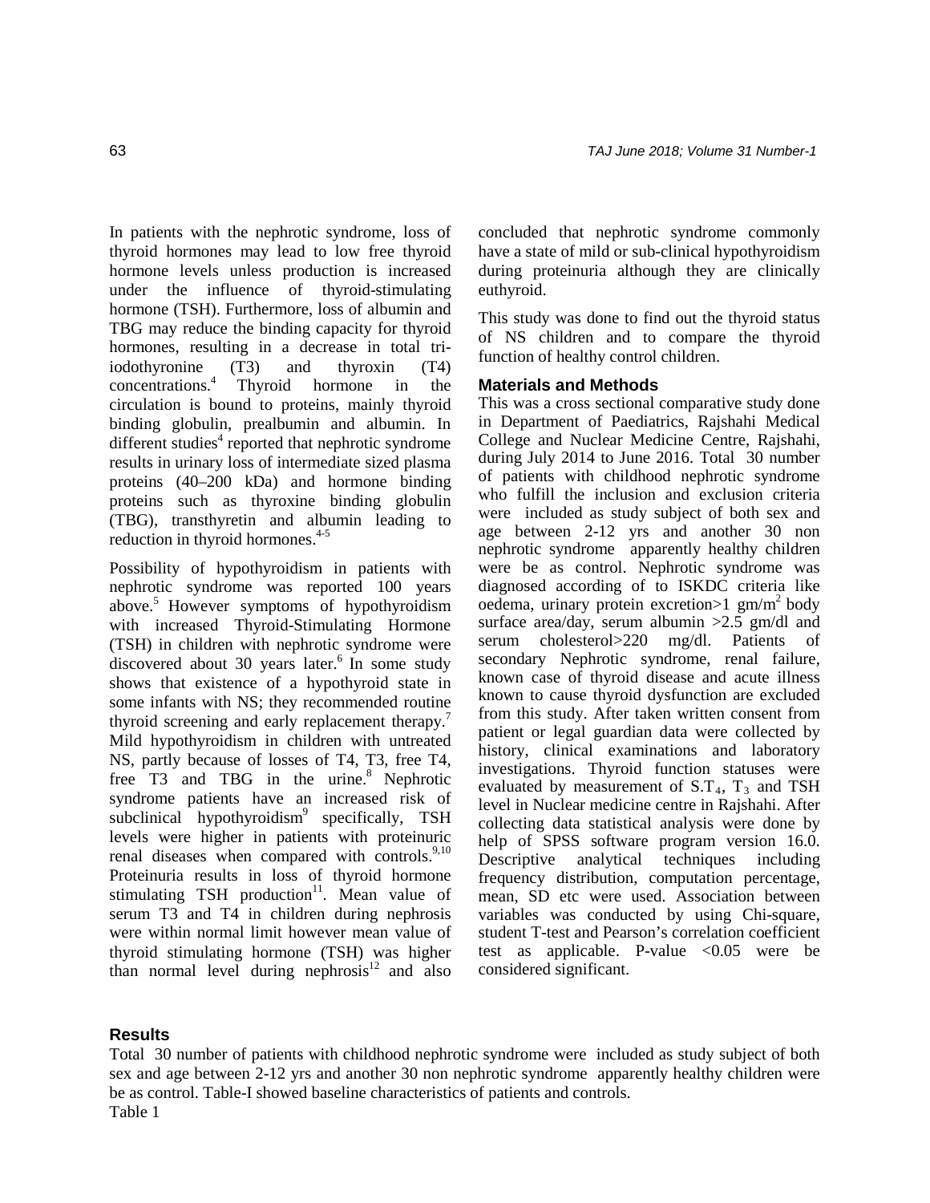In patients with the nephrotic syndrome, loss of thyroid hormones may lead to low free thyroid hormone levels unless production is increased under the influence of thyroid-stimulating hormone (TSH). Furthermore, loss of albumin and TBG may reduce the binding capacity for thyroid hormones, resulting in a decrease in total tri-iodothyronine (T3) and thyroxin (T4) concentrations.[4] Thyroid hormone in the circulation is bound to proteins, mainly thyroid binding globulin, prealbumin and albumin. In different studies[4] reported that nephrotic syndrome results in urinary loss of intermediate sized plasma proteins (40–200 kDa) and hormone binding proteins such as thyroxine binding globulin (TBG), transthyretin and albumin leading to reduction in thyroid hormones.[4-5]

Possibility of hypothyroidism in patients with nephrotic syndrome was reported 100 years above.[5] However symptoms of hypothyroidism with increased Thyroid-Stimulating Hormone (TSH) in children with nephrotic syndrome were discovered about 30 years later.[6] In some study shows that existence of a hypothyroid state in some infants with NS; they recommended routine thyroid screening and early replacement therapy.[7] Mild hypothyroidism in children with untreated NS, partly because of losses of T4, T3, free T4, free T3 and TBG in the urine.[8] Nephrotic syndrome patients have an increased risk of subclinical hypothyroidism[9] specifically, TSH levels were higher in patients with proteinuric renal diseases when compared with controls.[9,10] Proteinuria results in loss of thyroid hormone stimulating TSH production[11]. Mean value of serum T3 and T4 in children during nephrosis were within normal limit however mean value of thyroid stimulating hormone (TSH) was higher than normal level during nephrosis[12] and also concluded that nephrotic syndrome commonly have a state of mild or sub-clinical hypothyroidism during proteinuria although they are clinically euthyroid.

This study was done to find out the thyroid status of NS children and to compare the thyroid function of healthy control children.

## Materials and Methods

This was a cross sectional comparative study done in Department of Paediatrics, Rajshahi Medical College and Nuclear Medicine Centre, Rajshahi, during July 2014 to June 2016. Total 30 number of patients with childhood nephrotic syndrome who fulfill the inclusion and exclusion criteria were included as study subject of both sex and age between 2-12 yrs and another 30 non nephrotic syndrome apparently healthy children were be as control. Nephrotic syndrome was diagnosed according of to ISKDC criteria like oedema, urinary protein excretion>1 gm/m$^2$ body surface area/day, serum albumin >2.5 gm/dl and serum cholesterol>220 mg/dl. Patients of secondary Nephrotic syndrome, renal failure, known case of thyroid disease and acute illness known to cause thyroid dysfunction are excluded from this study. After taken written consent from patient or legal guardian data were collected by history, clinical examinations and laboratory investigations. Thyroid function statuses were evaluated by measurement of S.$T_4$, $T_3$ and TSH level in Nuclear medicine centre in Rajshahi. After collecting data statistical analysis were done by help of SPSS software program version 16.0. Descriptive analytical techniques including frequency distribution, computation percentage, mean, SD etc were used. Association between variables was conducted by using Chi-square, student T-test and Pearson's correlation coefficient test as applicable. P-value <0.05 were be considered significant.

## Results

Total 30 number of patients with childhood nephrotic syndrome were included as study subject of both sex and age between 2-12 yrs and another 30 non nephrotic syndrome apparently healthy children were be as control. Table-I showed baseline characteristics of patients and controls.

Table 1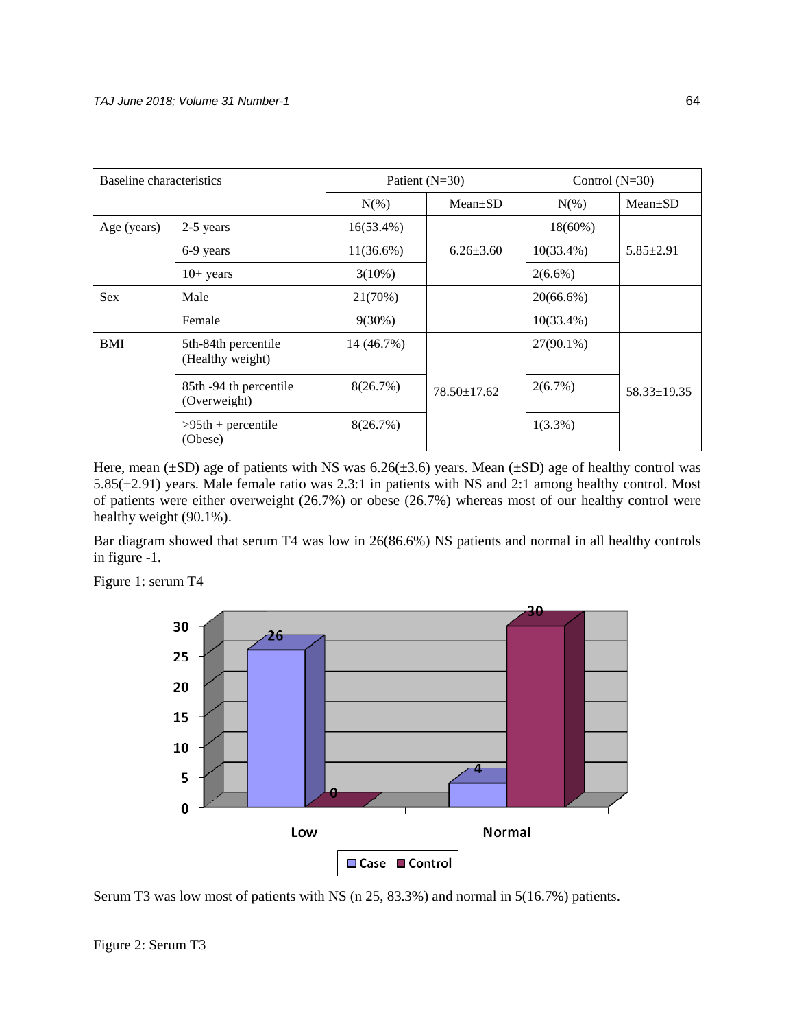| Baseline characteristics | | Patient (N=30) | | Control (N=30) | |
|---|---|---|---|---|---|
| | | N(%) | Mean±SD | N(%) | Mean±SD |
| Age (years) | 2-5 years | 16(53.4%) | 6.26±3.60 | 18(60%) | 5.85±2.91 |
| | 6-9 years | 11(36.6%) | | 10(33.4%) | |
| | 10+ years | 3(10%) | | 2(6.6%) | |
| Sex | Male | 21(70%) | | 20(66.6%) | |
| | Female | 9(30%) | | 10(33.4%) | |
| BMI | 5th-84th percentile (Healthy weight) | 14 (46.7%) | 78.50±17.62 | 27(90.1%) | 58.33±19.35 |
| | 85th -94 th percentile (Overweight) | 8(26.7%) | | 2(6.7%) | |
| | >95th + percentile (Obese) | 8(26.7%) | | 1(3.3%) | |

Here, mean (±SD) age of patients with NS was 6.26(±3.6) years. Mean (±SD) age of healthy control was 5.85(±2.91) years. Male female ratio was 2.3:1 in patients with NS and 2:1 among healthy control. Most of patients were either overweight (26.7%) or obese (26.7%) whereas most of our healthy control were healthy weight (90.1%).

Bar diagram showed that serum T4 was low in 26(86.6%) NS patients and normal in all healthy controls in figure -1.

Figure 1: serum T4

| | Case | Control |
|---|---|---|
| Low | 26 | 0 |
| Normal | 4 | 30 |

Serum T3 was low most of patients with NS (n 25, 83.3%) and normal in 5(16.7%) patients.

Figure 2: Serum T3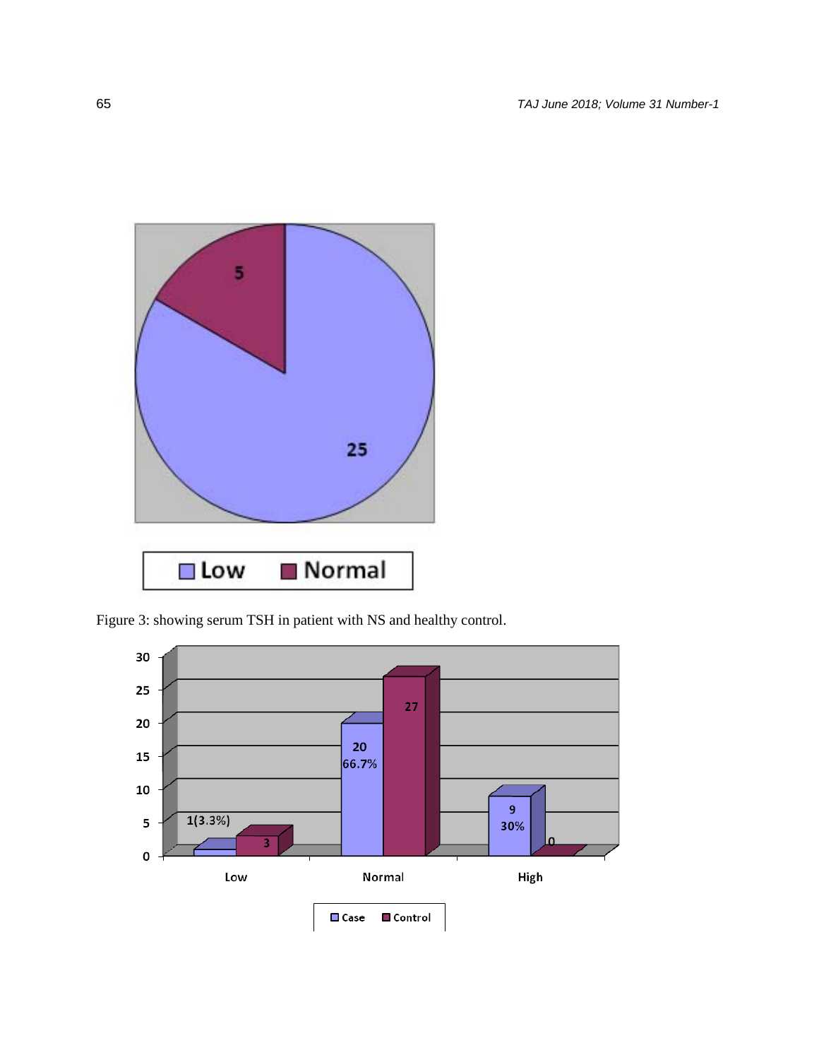Figure 3: showing serum TSH in patient with NS and healthy control.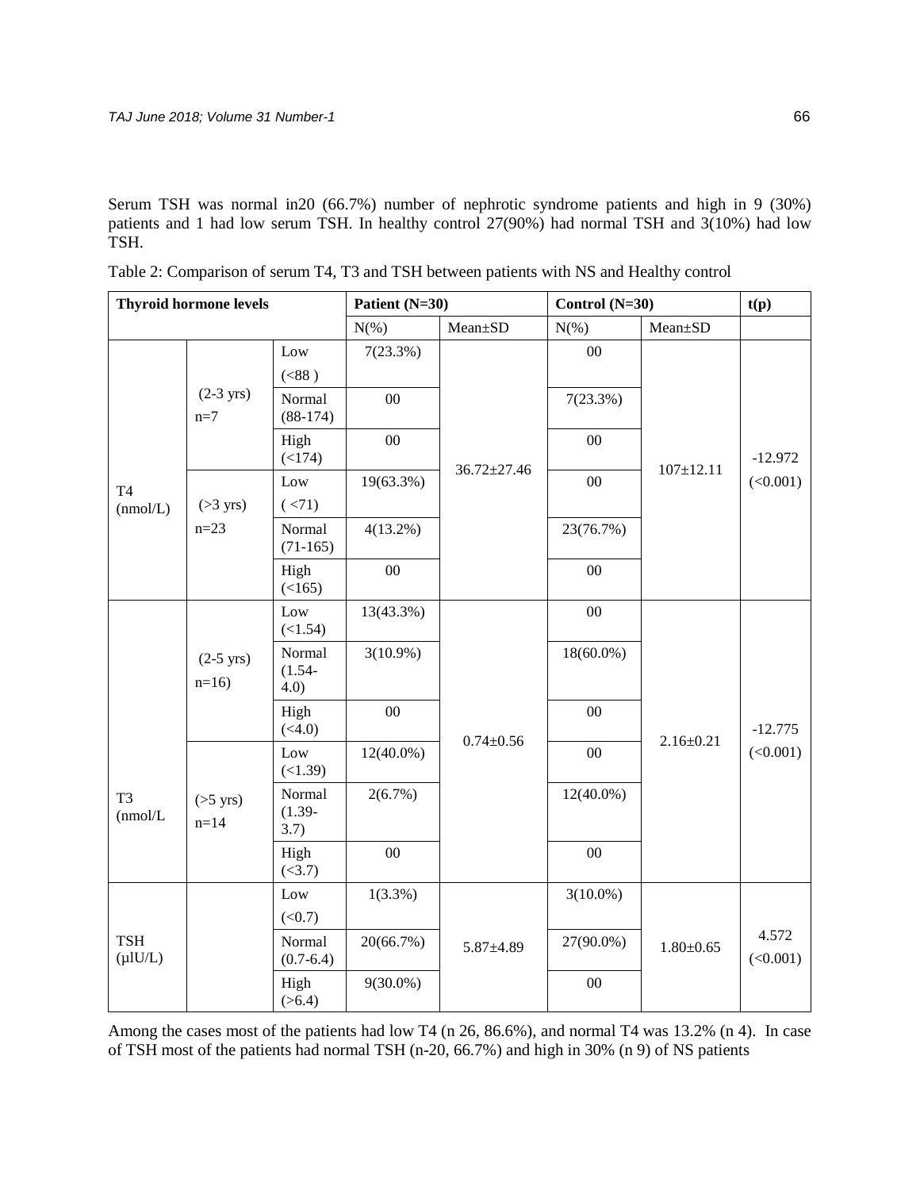Serum TSH was normal in20 (66.7%) number of nephrotic syndrome patients and high in 9 (30%) patients and 1 had low serum TSH. In healthy control 27(90%) had normal TSH and 3(10%) had low TSH.

Table 2: Comparison of serum T4, T3 and TSH between patients with NS and Healthy control

| Thyroid hormone levels | | | Patient (N=30) | | Control (N=30) | | t(p) |
|---|---|---|---|---|---|---|---|
| | | | N(%) | Mean±SD | N(%) | Mean±SD | |
| T4 (nmol/L) | (2-3 yrs) n=7 | Low (<88 ) | 7(23.3%) | 36.72±27.46 | 00 | 107±12.11 | -12.972 (<0.001) |
| | | Normal (88-174) | 00 | | 7(23.3%) | | |
| | | High (<174) | 00 | | 00 | | |
| | (>3 yrs) n=23 | Low ( <71) | 19(63.3%) | | 00 | | |
| | | Normal (71-165) | 4(13.2%) | | 23(76.7%) | | |
| | | High (<165) | 00 | | 00 | | |
| T3 (nmol/L | (2-5 yrs) n=16) | Low (<1.54) | 13(43.3%) | 0.74±0.56 | 00 | 2.16±0.21 | -12.775 (<0.001) |
| | | Normal (1.54-4.0) | 3(10.9%) | | 18(60.0%) | | |
| | | High (<4.0) | 00 | | 00 | | |
| | (>5 yrs) n=14 | Low (<1.39) | 12(40.0%) | | 00 | | |
| | | Normal (1.39-3.7) | 2(6.7%) | | 12(40.0%) | | |
| | | High (<3.7) | 00 | | 00 | | |
| TSH (µlU/L) | | Low (<0.7) | 1(3.3%) | 5.87±4.89 | 3(10.0%) | 1.80±0.65 | 4.572 (<0.001) |
| | | Normal (0.7-6.4) | 20(66.7%) | | 27(90.0%) | | |
| | | High (>6.4) | 9(30.0%) | | 00 | | |

Among the cases most of the patients had low T4 (n 26, 86.6%), and normal T4 was 13.2% (n 4). In case of TSH most of the patients had normal TSH (n-20, 66.7%) and high in 30% (n 9) of NS patients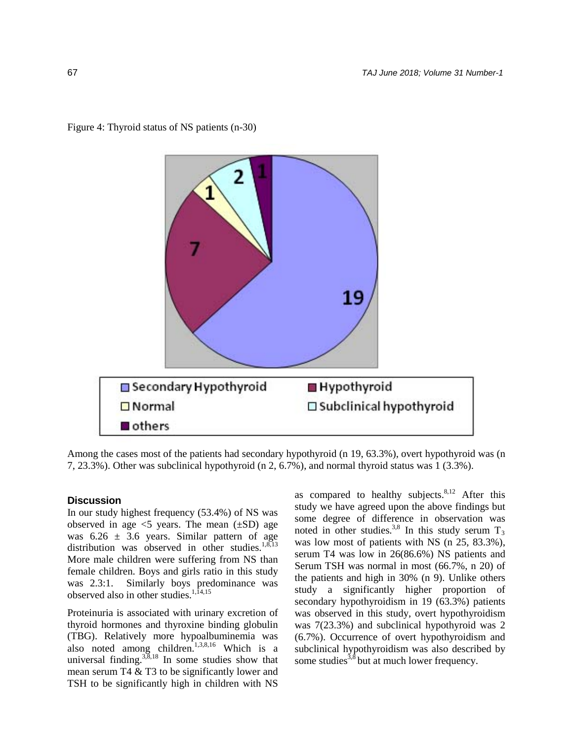Figure 4: Thyroid status of NS patients (n-30)

Among the cases most of the patients had secondary hypothyroid (n 19, 63.3%), overt hypothyroid was (n 7, 23.3%). Other was subclinical hypothyroid (n 2, 6.7%), and normal thyroid status was 1 (3.3%).

## Discussion

In our study highest frequency (53.4%) of NS was observed in age <5 years. The mean (±SD) age was 6.26 ± 3.6 years. Similar pattern of age distribution was observed in other studies.[1,8,13] More male children were suffering from NS than female children. Boys and girls ratio in this study was 2.3:1. Similarly boys predominance was observed also in other studies.[1,14,15]

Proteinuria is associated with urinary excretion of thyroid hormones and thyroxine binding globulin (TBG). Relatively more hypoalbuminemia was also noted among children.[1,3,8,16] Which is a universal finding.[3,8,18] In some studies show that mean serum T4 & T3 to be significantly lower and TSH to be significantly high in children with NS as compared to healthy subjects.[8,12] After this study we have agreed upon the above findings but some degree of difference in observation was noted in other studies.[3,8] In this study serum $T_3$ was low most of patients with NS (n 25, 83.3%), serum T4 was low in 26(86.6%) NS patients and Serum TSH was normal in most (66.7%, n 20) of the patients and high in 30% (n 9). Unlike others study a significantly higher proportion of secondary hypothyroidism in 19 (63.3%) patients was observed in this study, overt hypothyroidism was 7(23.3%) and subclinical hypothyroid was 2 (6.7%). Occurrence of overt hypothyroidism and subclinical hypothyroidism was also described by some studies[3,8] but at much lower frequency.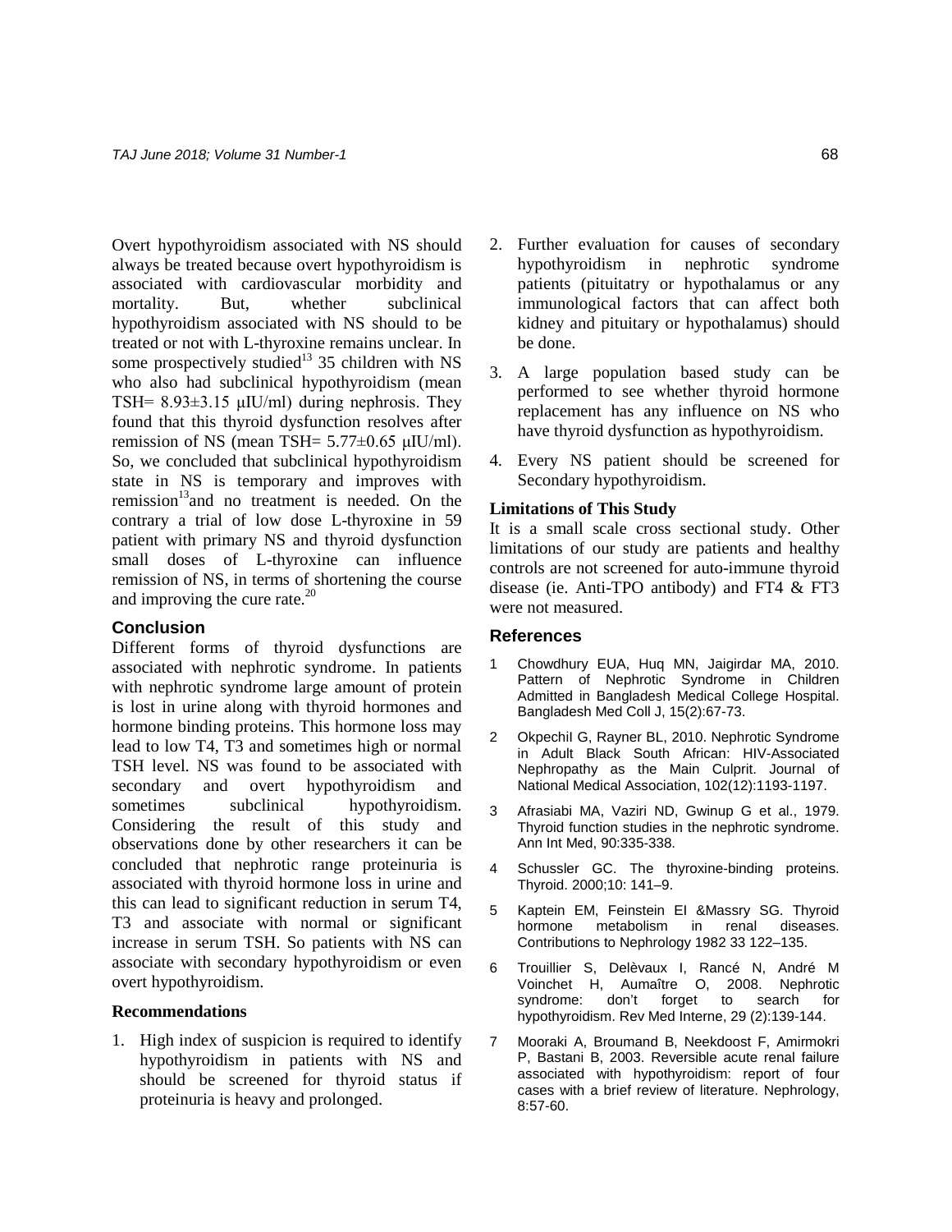Overt hypothyroidism associated with NS should always be treated because overt hypothyroidism is associated with cardiovascular morbidity and mortality. But, whether subclinical hypothyroidism associated with NS should to be treated or not with L-thyroxine remains unclear. In some prospectively studied[13] 35 children with NS who also had subclinical hypothyroidism (mean TSH= 8.93±3.15 μIU/ml) during nephrosis. They found that this thyroid dysfunction resolves after remission of NS (mean TSH= 5.77±0.65 μIU/ml). So, we concluded that subclinical hypothyroidism state in NS is temporary and improves with remission[13]and no treatment is needed. On the contrary a trial of low dose L-thyroxine in 59 patient with primary NS and thyroid dysfunction small doses of L-thyroxine can influence remission of NS, in terms of shortening the course and improving the cure rate.[20]

## Conclusion

Different forms of thyroid dysfunctions are associated with nephrotic syndrome. In patients with nephrotic syndrome large amount of protein is lost in urine along with thyroid hormones and hormone binding proteins. This hormone loss may lead to low T4, T3 and sometimes high or normal TSH level. NS was found to be associated with secondary and overt hypothyroidism and sometimes subclinical hypothyroidism. Considering the result of this study and observations done by other researchers it can be concluded that nephrotic range proteinuria is associated with thyroid hormone loss in urine and this can lead to significant reduction in serum T4, T3 and associate with normal or significant increase in serum TSH. So patients with NS can associate with secondary hypothyroidism or even overt hypothyroidism.

### Recommendations

1. High index of suspicion is required to identify hypothyroidism in patients with NS and should be screened for thyroid status if proteinuria is heavy and prolonged.
2. Further evaluation for causes of secondary hypothyroidism in nephrotic syndrome patients (pituitatry or hypothalamus or any immunological factors that can affect both kidney and pituitary or hypothalamus) should be done.
3. A large population based study can be performed to see whether thyroid hormone replacement has any influence on NS who have thyroid dysfunction as hypothyroidism.
4. Every NS patient should be screened for Secondary hypothyroidism.

### Limitations of This Study

It is a small scale cross sectional study. Other limitations of our study are patients and healthy controls are not screened for auto-immune thyroid disease (ie. Anti-TPO antibody) and FT4 & FT3 were not measured.

## References

1. Chowdhury EUA, Huq MN, Jaigirdar MA, 2010. Pattern of Nephrotic Syndrome in Children Admitted in Bangladesh Medical College Hospital. Bangladesh Med Coll J, 15(2):67-73.
2. Okpechil G, Rayner BL, 2010. Nephrotic Syndrome in Adult Black South African: HIV-Associated Nephropathy as the Main Culprit. Journal of National Medical Association, 102(12):1193-1197.
3. Afrasiabi MA, Vaziri ND, Gwinup G et al., 1979. Thyroid function studies in the nephrotic syndrome. Ann Int Med, 90:335-338.
4. Schussler GC. The thyroxine-binding proteins. Thyroid. 2000;10: 141–9.
5. Kaptein EM, Feinstein EI &Massry SG. Thyroid hormone metabolism in renal diseases. Contributions to Nephrology 1982 33 122–135.
6. Trouillier S, Delèvaux I, Rancé N, André M Voinchet H, Aumaître O, 2008. Nephrotic syndrome: don't forget to search for hypothyroidism. Rev Med Interne, 29 (2):139-144.
7. Mooraki A, Broumand B, Neekdoost F, Amirmokri P, Bastani B, 2003. Reversible acute renal failure associated with hypothyroidism: report of four cases with a brief review of literature. Nephrology, 8:57-60.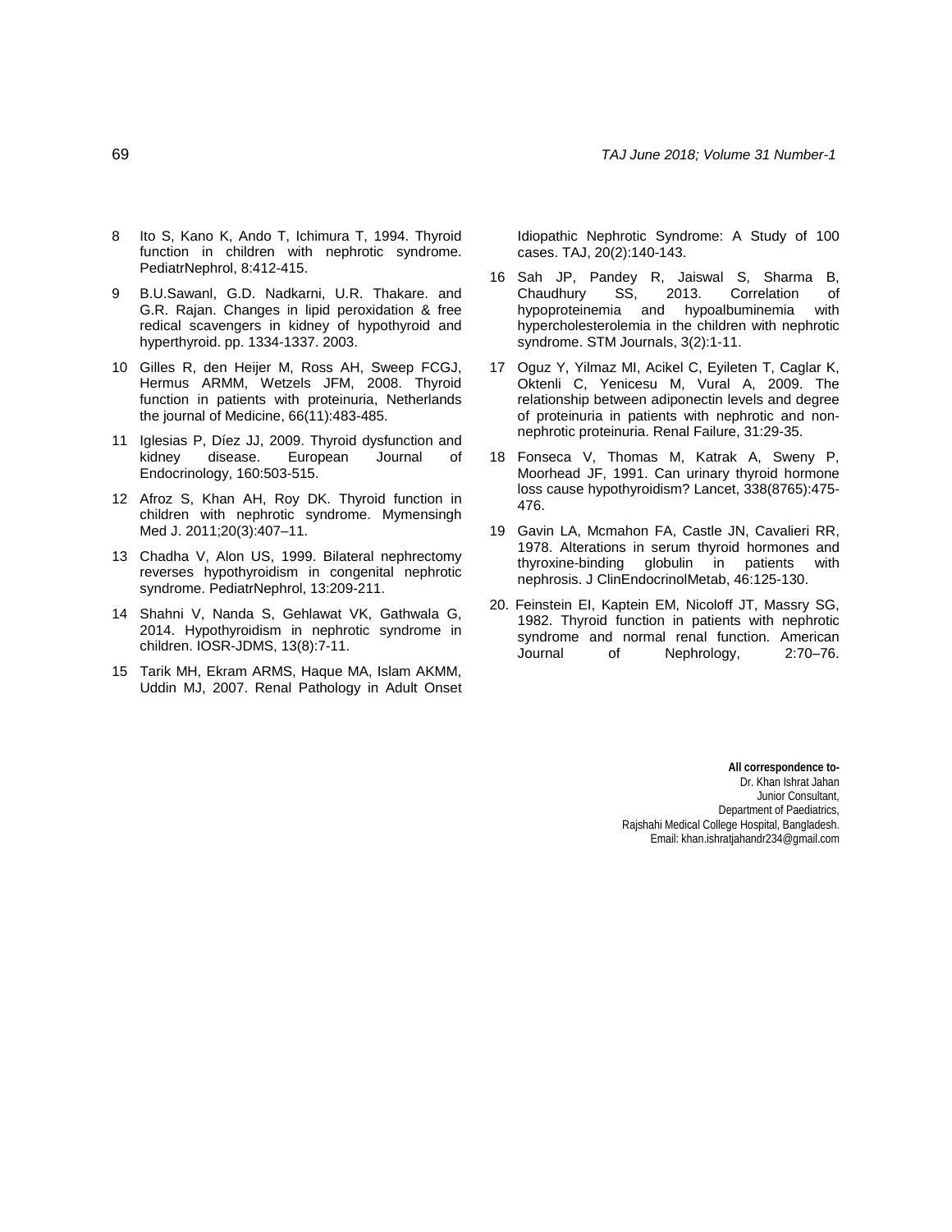8 Ito S, Kano K, Ando T, Ichimura T, 1994. Thyroid function in children with nephrotic syndrome. PediatrNephrol, 8:412-415.

9 B.U.Sawanl, G.D. Nadkarni, U.R. Thakare. and G.R. Rajan. Changes in lipid peroxidation & free redical scavengers in kidney of hypothyroid and hyperthyroid. pp. 1334-1337. 2003.

10 Gilles R, den Heijer M, Ross AH, Sweep FCGJ, Hermus ARMM, Wetzels JFM, 2008. Thyroid function in patients with proteinuria, Netherlands the journal of Medicine, 66(11):483-485.

11 Iglesias P, Díez JJ, 2009. Thyroid dysfunction and kidney disease. European Journal of Endocrinology, 160:503-515.

12 Afroz S, Khan AH, Roy DK. Thyroid function in children with nephrotic syndrome. Mymensingh Med J. 2011;20(3):407–11.

13 Chadha V, Alon US, 1999. Bilateral nephrectomy reverses hypothyroidism in congenital nephrotic syndrome. PediatrNephrol, 13:209-211.

14 Shahni V, Nanda S, Gehlawat VK, Gathwala G, 2014. Hypothyroidism in nephrotic syndrome in children. IOSR-JDMS, 13(8):7-11.

15 Tarik MH, Ekram ARMS, Haque MA, Islam AKMM, Uddin MJ, 2007. Renal Pathology in Adult Onset Idiopathic Nephrotic Syndrome: A Study of 100 cases. TAJ, 20(2):140-143.

16 Sah JP, Pandey R, Jaiswal S, Sharma B, Chaudhury SS, 2013. Correlation of hypoproteinemia and hypoalbuminemia with hypercholesterolemia in the children with nephrotic syndrome. STM Journals, 3(2):1-11.

17 Oguz Y, Yilmaz MI, Acikel C, Eyileten T, Caglar K, Oktenli C, Yenicesu M, Vural A, 2009. The relationship between adiponectin levels and degree of proteinuria in patients with nephrotic and non-nephrotic proteinuria. Renal Failure, 31:29-35.

18 Fonseca V, Thomas M, Katrak A, Sweny P, Moorhead JF, 1991. Can urinary thyroid hormone loss cause hypothyroidism? Lancet, 338(8765):475-476.

19 Gavin LA, Mcmahon FA, Castle JN, Cavalieri RR, 1978. Alterations in serum thyroid hormones and thyroxine-binding globulin in patients with nephrosis. J ClinEndocrinolMetab, 46:125-130.

20. Feinstein EI, Kaptein EM, Nicoloff JT, Massry SG, 1982. Thyroid function in patients with nephrotic syndrome and normal renal function. American Journal of Nephrology, 2:70–76.

**All correspondence to-**
Dr. Khan Ishrat Jahan
Junior Consultant,
Department of Paediatrics,
Rajshahi Medical College Hospital, Bangladesh.
Email: khan.ishratjahandr234@gmail.com